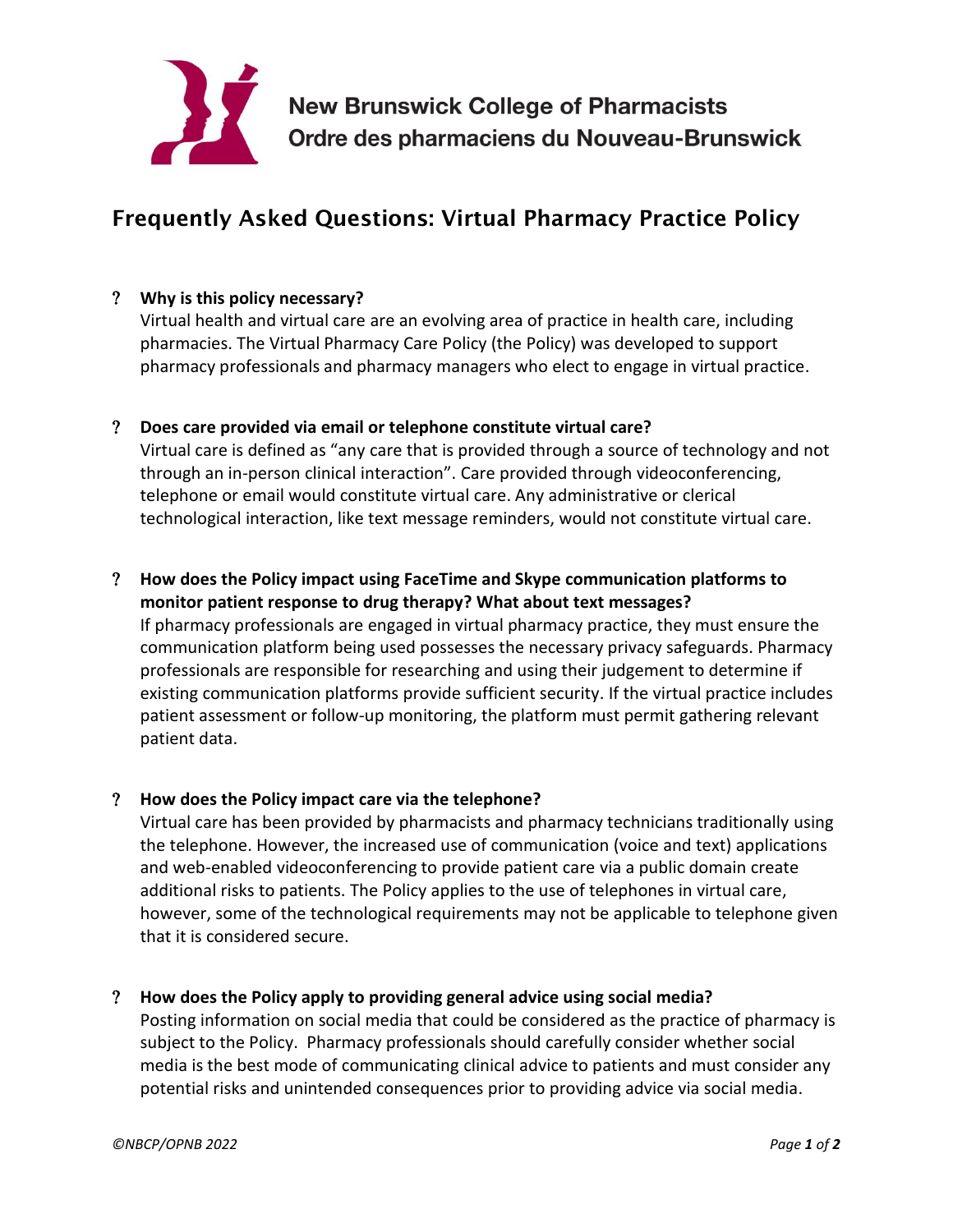**New Brunswick College of Pharmacists**
**Ordre des pharmaciens du Nouveau-Brunswick**

# Frequently Asked Questions: Virtual Pharmacy Practice Policy

? **Why is this policy necessary?**
Virtual health and virtual care are an evolving area of practice in health care, including pharmacies. The Virtual Pharmacy Care Policy (the Policy) was developed to support pharmacy professionals and pharmacy managers who elect to engage in virtual practice.

? **Does care provided via email or telephone constitute virtual care?**
Virtual care is defined as "any care that is provided through a source of technology and not through an in-person clinical interaction". Care provided through videoconferencing, telephone or email would constitute virtual care. Any administrative or clerical technological interaction, like text message reminders, would not constitute virtual care.

? **How does the Policy impact using FaceTime and Skype communication platforms to monitor patient response to drug therapy? What about text messages?**
If pharmacy professionals are engaged in virtual pharmacy practice, they must ensure the communication platform being used possesses the necessary privacy safeguards. Pharmacy professionals are responsible for researching and using their judgement to determine if existing communication platforms provide sufficient security. If the virtual practice includes patient assessment or follow-up monitoring, the platform must permit gathering relevant patient data.

? **How does the Policy impact care via the telephone?**
Virtual care has been provided by pharmacists and pharmacy technicians traditionally using the telephone. However, the increased use of communication (voice and text) applications and web-enabled videoconferencing to provide patient care via a public domain create additional risks to patients. The Policy applies to the use of telephones in virtual care, however, some of the technological requirements may not be applicable to telephone given that it is considered secure.

? **How does the Policy apply to providing general advice using social media?**
Posting information on social media that could be considered as the practice of pharmacy is subject to the Policy. Pharmacy professionals should carefully consider whether social media is the best mode of communicating clinical advice to patients and must consider any potential risks and unintended consequences prior to providing advice via social media.

*©NBCP/OPNB 2022*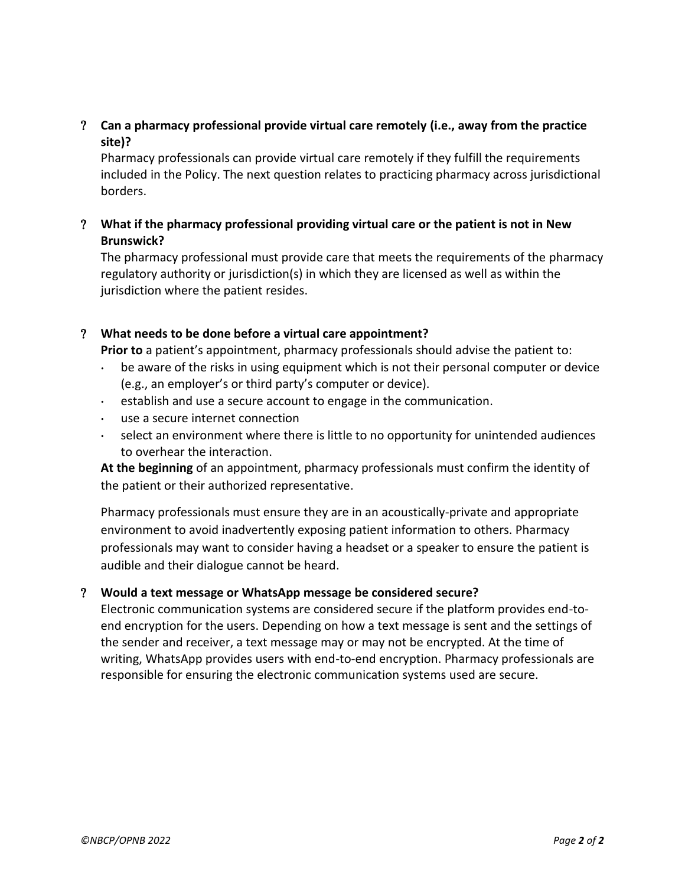**? Can a pharmacy professional provide virtual care remotely (i.e., away from the practice site)?**

Pharmacy professionals can provide virtual care remotely if they fulfill the requirements included in the Policy. The next question relates to practicing pharmacy across jurisdictional borders.

**? What if the pharmacy professional providing virtual care or the patient is not in New Brunswick?**

The pharmacy professional must provide care that meets the requirements of the pharmacy regulatory authority or jurisdiction(s) in which they are licensed as well as within the jurisdiction where the patient resides.

**? What needs to be done before a virtual care appointment?**

**Prior to** a patient's appointment, pharmacy professionals should advise the patient to:

- be aware of the risks in using equipment which is not their personal computer or device (e.g., an employer's or third party's computer or device).
- establish and use a secure account to engage in the communication.
- use a secure internet connection
- select an environment where there is little to no opportunity for unintended audiences to overhear the interaction.

**At the beginning** of an appointment, pharmacy professionals must confirm the identity of the patient or their authorized representative.

Pharmacy professionals must ensure they are in an acoustically-private and appropriate environment to avoid inadvertently exposing patient information to others. Pharmacy professionals may want to consider having a headset or a speaker to ensure the patient is audible and their dialogue cannot be heard.

**? Would a text message or WhatsApp message be considered secure?**

Electronic communication systems are considered secure if the platform provides end-to-end encryption for the users. Depending on how a text message is sent and the settings of the sender and receiver, a text message may or may not be encrypted. At the time of writing, WhatsApp provides users with end-to-end encryption. Pharmacy professionals are responsible for ensuring the electronic communication systems used are secure.

*©NBCP/OPNB 2022*